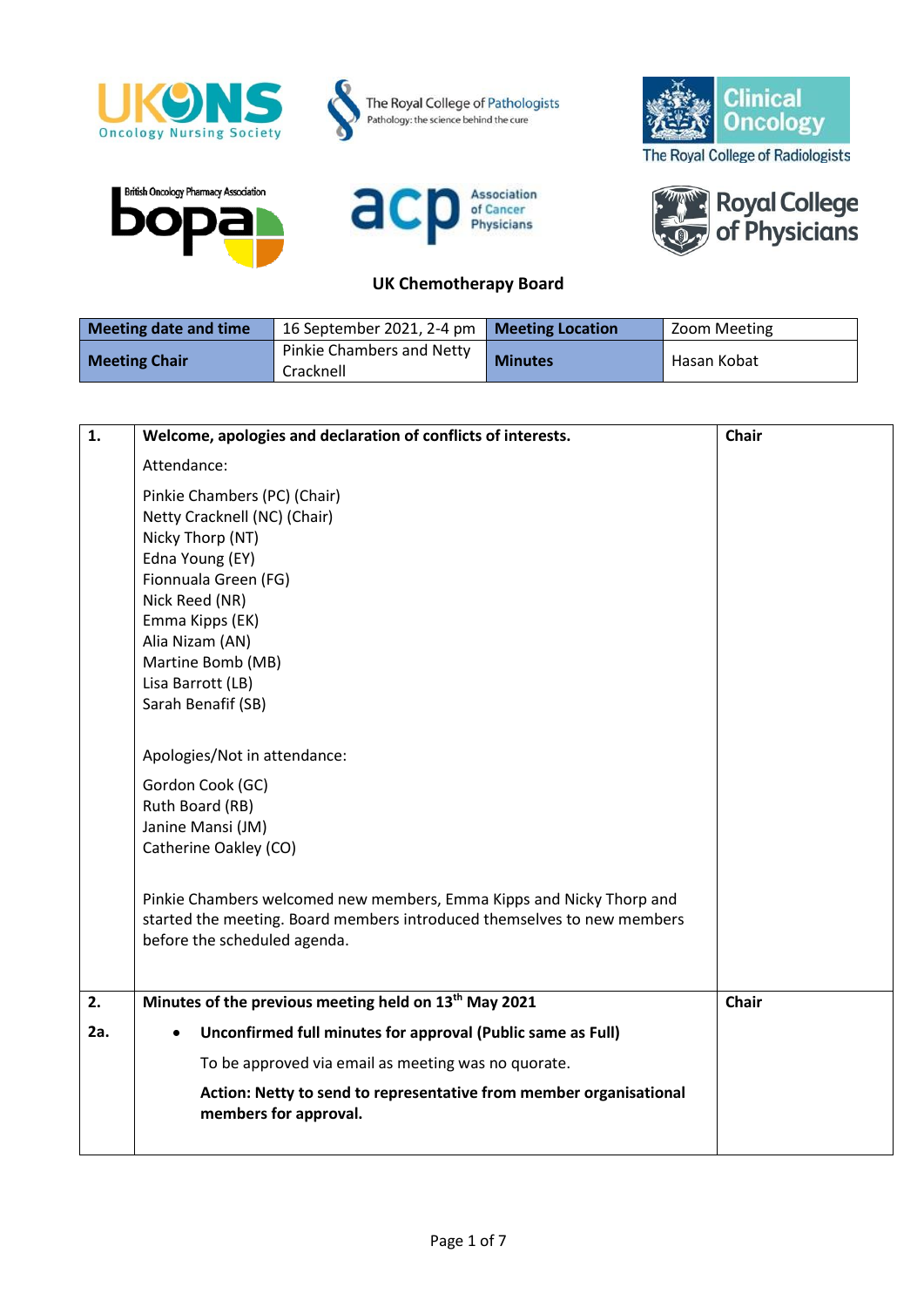# UK Chemotherapy Board

| Meeting date and time | 16 September 2021, 2-4 pm | Meeting Location | Zoom Meeting |
|---|---|---|---|
| Meeting Chair | Pinkie Chambers and Netty Cracknell | Minutes | Hasan Kobat |

| | | |
|---|---|---|
| **1.** | **Welcome, apologies and declaration of conflicts of interests.**<br><br>Attendance:<br><br>Pinkie Chambers (PC) (Chair)<br>Netty Cracknell (NC) (Chair)<br>Nicky Thorp (NT)<br>Edna Young (EY)<br>Fionnuala Green (FG)<br>Nick Reed (NR)<br>Emma Kipps (EK)<br>Alia Nizam (AN)<br>Martine Bomb (MB)<br>Lisa Barrott (LB)<br>Sarah Benafif (SB)<br><br>Apologies/Not in attendance:<br><br>Gordon Cook (GC)<br>Ruth Board (RB)<br>Janine Mansi (JM)<br>Catherine Oakley (CO)<br><br>Pinkie Chambers welcomed new members, Emma Kipps and Nicky Thorp and started the meeting. Board members introduced themselves to new members before the scheduled agenda. | **Chair** |
| **2.**<br><br>**2a.** | **Minutes of the previous meeting held on 13th May 2021**<br><br>- **Unconfirmed full minutes for approval (Public same as Full)**<br><br>  To be approved via email as meeting was no quorate.<br><br>  **Action: Netty to send to representative from member organisational members for approval.** | **Chair** |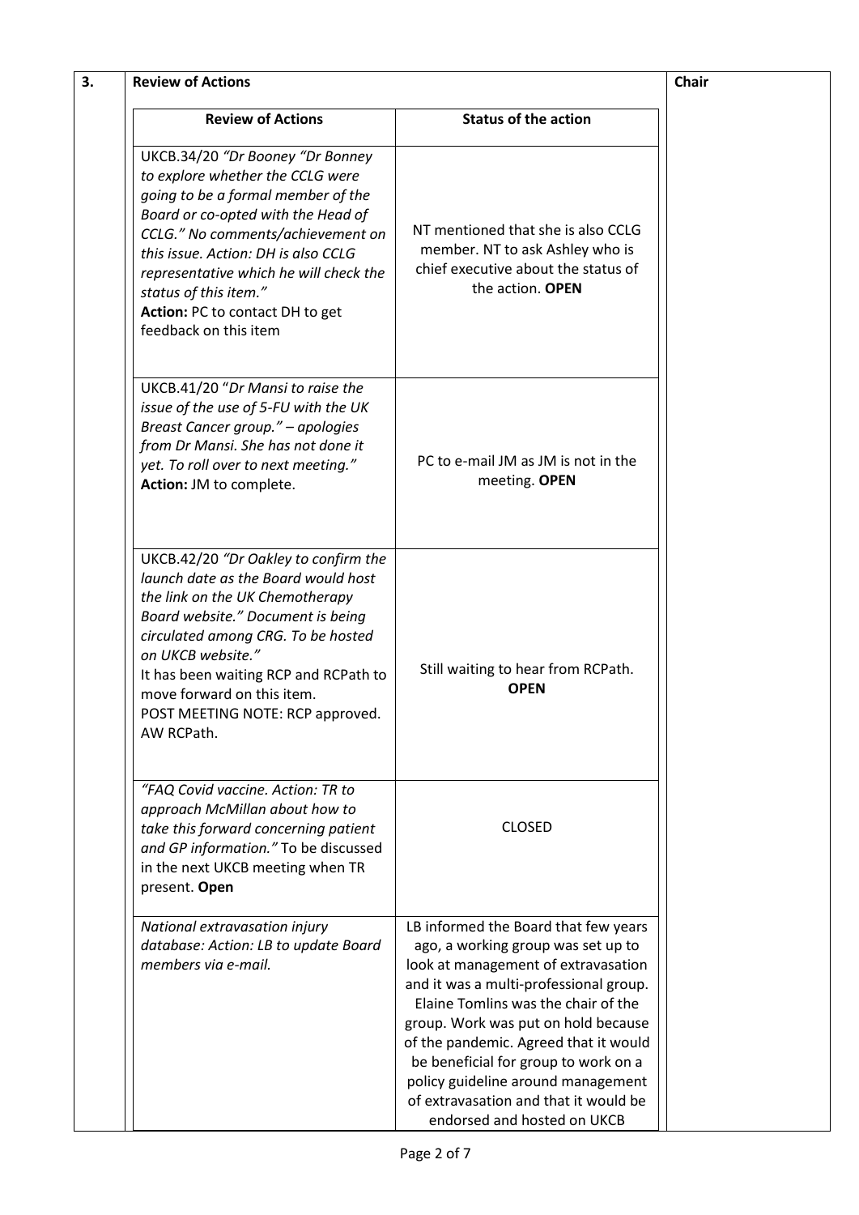| 3. | Review of Actions | | Chair |
|---|---|---|---|
| | **Review of Actions** | **Status of the action** | |
| | UKCB.34/20 *"Dr Booney "Dr Bonney to explore whether the CCLG were going to be a formal member of the Board or co-opted with the Head of CCLG." No comments/achievement on this issue. Action: DH is also CCLG representative which he will check the status of this item."* **Action:** PC to contact DH to get feedback on this item | NT mentioned that she is also CCLG member. NT to ask Ashley who is chief executive about the status of the action. **OPEN** | |
| | UKCB.41/20 "*Dr Mansi to raise the issue of the use of 5-FU with the UK Breast Cancer group." – apologies from Dr Mansi. She has not done it yet. To roll over to next meeting."* **Action:** JM to complete. | PC to e-mail JM as JM is not in the meeting. **OPEN** | |
| | UKCB.42/20 *"Dr Oakley to confirm the launch date as the Board would host the link on the UK Chemotherapy Board website." Document is being circulated among CRG. To be hosted on UKCB website."* It has been waiting RCP and RCPath to move forward on this item. POST MEETING NOTE: RCP approved. AW RCPath. | Still waiting to hear from RCPath. **OPEN** | |
| | *"FAQ Covid vaccine. Action: TR to approach McMillan about how to take this forward concerning patient and GP information."* To be discussed in the next UKCB meeting when TR present. **Open** | CLOSED | |
| | *National extravasation injury database: Action: LB to update Board members via e-mail.* | LB informed the Board that few years ago, a working group was set up to look at management of extravasation and it was a multi-professional group. Elaine Tomlins was the chair of the group. Work was put on hold because of the pandemic. Agreed that it would be beneficial for group to work on a policy guideline around management of extravasation and that it would be endorsed and hosted on UKCB | |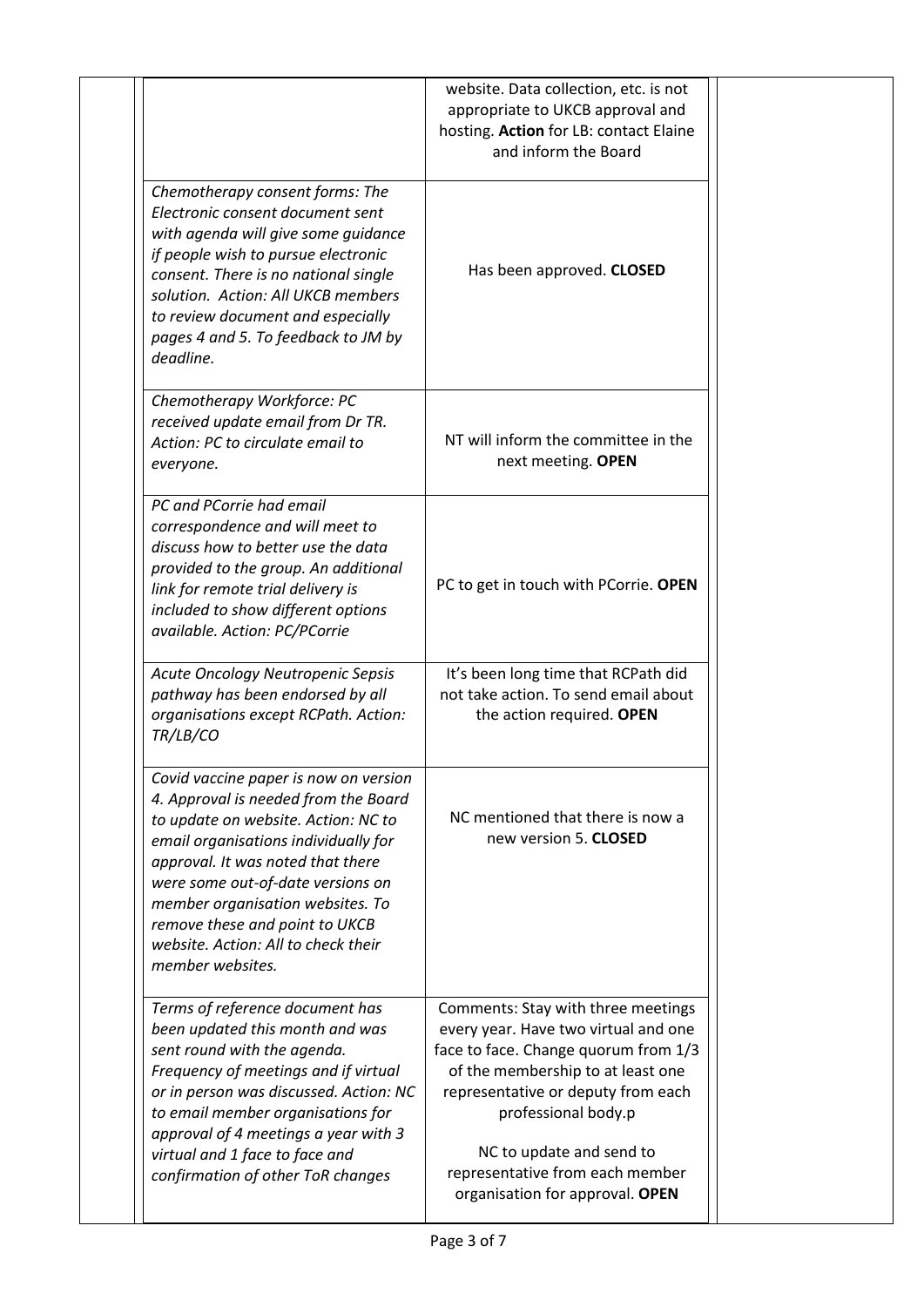| | | | |
|---|---|---|---|
| | | website. Data collection, etc. is not appropriate to UKCB approval and hosting. **Action** for LB: contact Elaine and inform the Board | |
| | *Chemotherapy consent forms: The Electronic consent document sent with agenda will give some guidance if people wish to pursue electronic consent. There is no national single solution. Action: All UKCB members to review document and especially pages 4 and 5. To feedback to JM by deadline.* | Has been approved. **CLOSED** | |
| | *Chemotherapy Workforce: PC received update email from Dr TR. Action: PC to circulate email to everyone.* | NT will inform the committee in the next meeting. **OPEN** | |
| | *PC and PCorrie had email correspondence and will meet to discuss how to better use the data provided to the group. An additional link for remote trial delivery is included to show different options available. Action: PC/PCorrie* | PC to get in touch with PCorrie. **OPEN** | |
| | *Acute Oncology Neutropenic Sepsis pathway has been endorsed by all organisations except RCPath. Action: TR/LB/CO* | It's been long time that RCPath did not take action. To send email about the action required. **OPEN** | |
| | *Covid vaccine paper is now on version 4. Approval is needed from the Board to update on website. Action: NC to email organisations individually for approval. It was noted that there were some out-of-date versions on member organisation websites. To remove these and point to UKCB website. Action: All to check their member websites.* | NC mentioned that there is now a new version 5. **CLOSED** | |
| | *Terms of reference document has been updated this month and was sent round with the agenda. Frequency of meetings and if virtual or in person was discussed. Action: NC to email member organisations for approval of 4 meetings a year with 3 virtual and 1 face to face and confirmation of other ToR changes* | Comments: Stay with three meetings every year. Have two virtual and one face to face. Change quorum from 1/3 of the membership to at least one representative or deputy from each professional body.p<br><br>NC to update and send to representative from each member organisation for approval. **OPEN** | |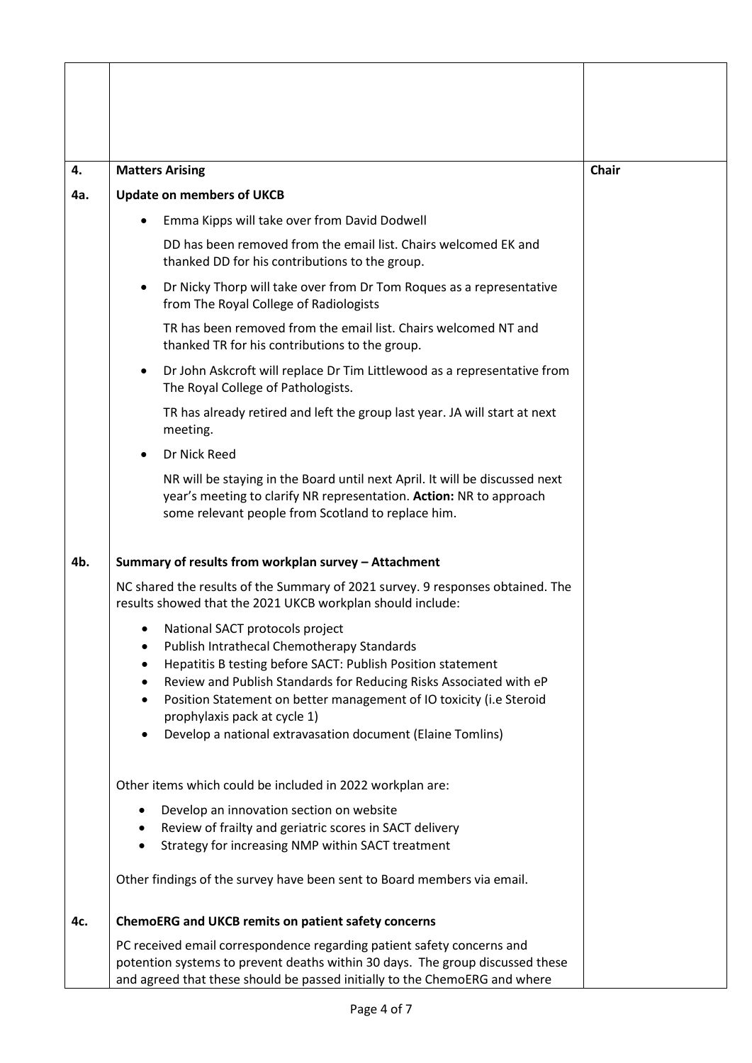| | | |
|---|---|---|
| | | |
| **4.** | **Matters Arising** | **Chair** |
| **4a.** | **Update on members of UKCB**<br><br>- Emma Kipps will take over from David Dodwell<br><br>DD has been removed from the email list. Chairs welcomed EK and thanked DD for his contributions to the group.<br><br>- Dr Nicky Thorp will take over from Dr Tom Roques as a representative from The Royal College of Radiologists<br><br>TR has been removed from the email list. Chairs welcomed NT and thanked TR for his contributions to the group.<br><br>- Dr John Askcroft will replace Dr Tim Littlewood as a representative from The Royal College of Pathologists.<br><br>TR has already retired and left the group last year. JA will start at next meeting.<br><br>- Dr Nick Reed<br><br>NR will be staying in the Board until next April. It will be discussed next year's meeting to clarify NR representation. **Action:** NR to approach some relevant people from Scotland to replace him. | |
| **4b.** | **Summary of results from workplan survey – Attachment**<br><br>NC shared the results of the Summary of 2021 survey. 9 responses obtained. The results showed that the 2021 UKCB workplan should include:<br><br>- National SACT protocols project<br>- Publish Intrathecal Chemotherapy Standards<br>- Hepatitis B testing before SACT: Publish Position statement<br>- Review and Publish Standards for Reducing Risks Associated with eP<br>- Position Statement on better management of IO toxicity (i.e Steroid prophylaxis pack at cycle 1)<br>- Develop a national extravasation document (Elaine Tomlins)<br><br>Other items which could be included in 2022 workplan are:<br><br>- Develop an innovation section on website<br>- Review of frailty and geriatric scores in SACT delivery<br>- Strategy for increasing NMP within SACT treatment<br><br>Other findings of the survey have been sent to Board members via email. | |
| **4c.** | **ChemoERG and UKCB remits on patient safety concerns**<br><br>PC received email correspondence regarding patient safety concerns and potention systems to prevent deaths within 30 days. The group discussed these and agreed that these should be passed initially to the ChemoERG and where | |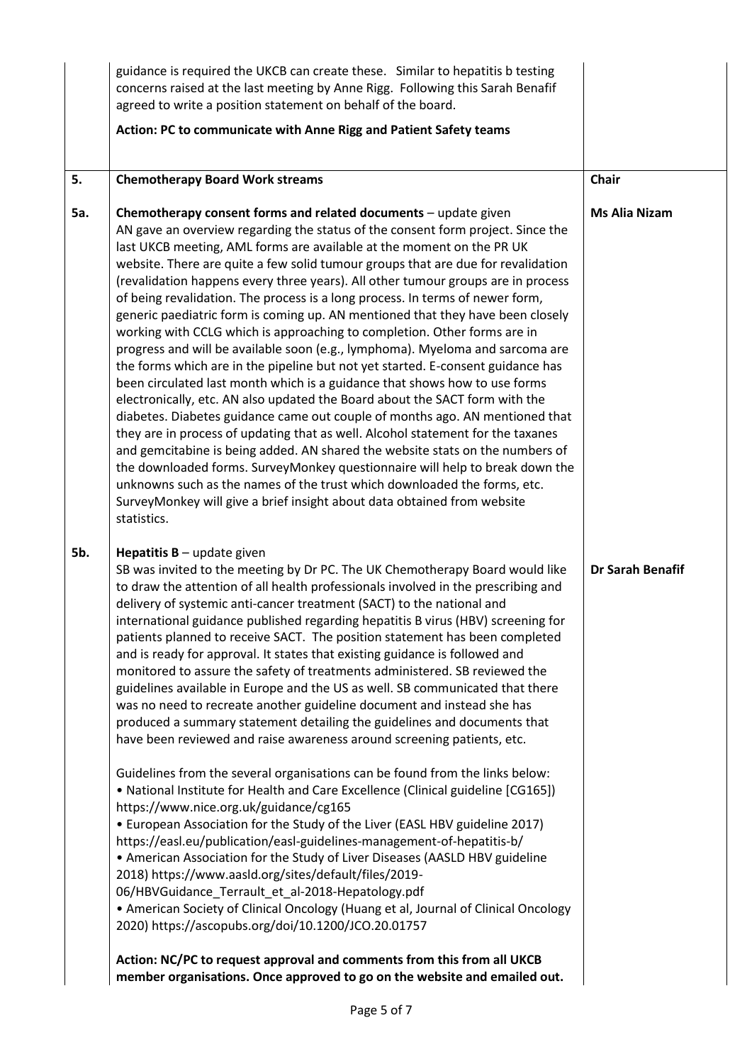| | | |
|---|---|---|
| | guidance is required the UKCB can create these. Similar to hepatitis b testing concerns raised at the last meeting by Anne Rigg. Following this Sarah Benafif agreed to write a position statement on behalf of the board.<br><br>**Action: PC to communicate with Anne Rigg and Patient Safety teams** | |
| **5.** | **Chemotherapy Board Work streams** | **Chair** |
| **5a.** | **Chemotherapy consent forms and related documents** – update given<br>AN gave an overview regarding the status of the consent form project. Since the last UKCB meeting, AML forms are available at the moment on the PR UK website. There are quite a few solid tumour groups that are due for revalidation (revalidation happens every three years). All other tumour groups are in process of being revalidation. The process is a long process. In terms of newer form, generic paediatric form is coming up. AN mentioned that they have been closely working with CCLG which is approaching to completion. Other forms are in progress and will be available soon (e.g., lymphoma). Myeloma and sarcoma are the forms which are in the pipeline but not yet started. E-consent guidance has been circulated last month which is a guidance that shows how to use forms electronically, etc. AN also updated the Board about the SACT form with the diabetes. Diabetes guidance came out couple of months ago. AN mentioned that they are in process of updating that as well. Alcohol statement for the taxanes and gemcitabine is being added. AN shared the website stats on the numbers of the downloaded forms. SurveyMonkey questionnaire will help to break down the unknowns such as the names of the trust which downloaded the forms, etc. SurveyMonkey will give a brief insight about data obtained from website statistics. | **Ms Alia Nizam** |
| **5b.** | **Hepatitis B** – update given<br>SB was invited to the meeting by Dr PC. The UK Chemotherapy Board would like to draw the attention of all health professionals involved in the prescribing and delivery of systemic anti-cancer treatment (SACT) to the national and international guidance published regarding hepatitis B virus (HBV) screening for patients planned to receive SACT. The position statement has been completed and is ready for approval. It states that existing guidance is followed and monitored to assure the safety of treatments administered. SB reviewed the guidelines available in Europe and the US as well. SB communicated that there was no need to recreate another guideline document and instead she has produced a summary statement detailing the guidelines and documents that have been reviewed and raise awareness around screening patients, etc.<br><br>Guidelines from the several organisations can be found from the links below:<br>• National Institute for Health and Care Excellence (Clinical guideline [CG165]) https://www.nice.org.uk/guidance/cg165<br>• European Association for the Study of the Liver (EASL HBV guideline 2017) https://easl.eu/publication/easl-guidelines-management-of-hepatitis-b/<br>• American Association for the Study of Liver Diseases (AASLD HBV guideline 2018) https://www.aasld.org/sites/default/files/2019-06/HBVGuidance_Terrault_et_al-2018-Hepatology.pdf<br>• American Society of Clinical Oncology (Huang et al, Journal of Clinical Oncology 2020) https://ascopubs.org/doi/10.1200/JCO.20.01757<br><br>**Action: NC/PC to request approval and comments from this from all UKCB member organisations. Once approved to go on the website and emailed out.** | **Dr Sarah Benafif** |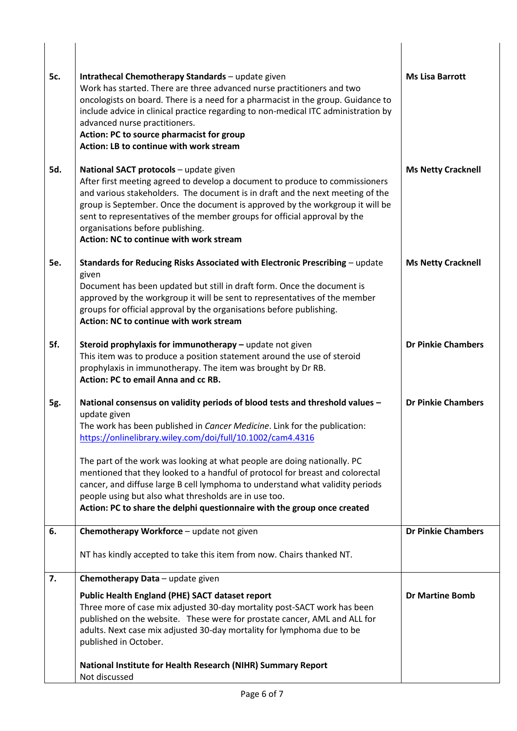| | | |
|---|---|---|
| 5c. | **Intrathecal Chemotherapy Standards** – update given<br>Work has started. There are three advanced nurse practitioners and two oncologists on board. There is a need for a pharmacist in the group. Guidance to include advice in clinical practice regarding to non-medical ITC administration by advanced nurse practitioners.<br>**Action: PC to source pharmacist for group**<br>**Action: LB to continue with work stream** | **Ms Lisa Barrott** |
| 5d. | **National SACT protocols** – update given<br>After first meeting agreed to develop a document to produce to commissioners and various stakeholders. The document is in draft and the next meeting of the group is September. Once the document is approved by the workgroup it will be sent to representatives of the member groups for official approval by the organisations before publishing.<br>**Action: NC to continue with work stream** | **Ms Netty Cracknell** |
| 5e. | **Standards for Reducing Risks Associated with Electronic Prescribing** – update given<br>Document has been updated but still in draft form. Once the document is approved by the workgroup it will be sent to representatives of the member groups for official approval by the organisations before publishing.<br>**Action: NC to continue with work stream** | **Ms Netty Cracknell** |
| 5f. | **Steroid prophylaxis for immunotherapy –** update not given<br>This item was to produce a position statement around the use of steroid prophylaxis in immunotherapy. The item was brought by Dr RB.<br>**Action: PC to email Anna and cc RB.** | **Dr Pinkie Chambers** |
| 5g. | **National consensus on validity periods of blood tests and threshold values –** update given<br>The work has been published in *Cancer Medicine*. Link for the publication: https://onlinelibrary.wiley.com/doi/full/10.1002/cam4.4316<br><br>The part of the work was looking at what people are doing nationally. PC mentioned that they looked to a handful of protocol for breast and colorectal cancer, and diffuse large B cell lymphoma to understand what validity periods people using but also what thresholds are in use too.<br>**Action: PC to share the delphi questionnaire with the group once created** | **Dr Pinkie Chambers** |
| 6. | **Chemotherapy Workforce** – update not given<br><br>NT has kindly accepted to take this item from now. Chairs thanked NT. | **Dr Pinkie Chambers** |
| 7. | **Chemotherapy Data** – update given<br><br>**Public Health England (PHE) SACT dataset report**<br>Three more of case mix adjusted 30-day mortality post-SACT work has been published on the website. These were for prostate cancer, AML and ALL for adults. Next case mix adjusted 30-day mortality for lymphoma due to be published in October.<br><br>**National Institute for Health Research (NIHR) Summary Report**<br>Not discussed | <br><br>**Dr Martine Bomb** |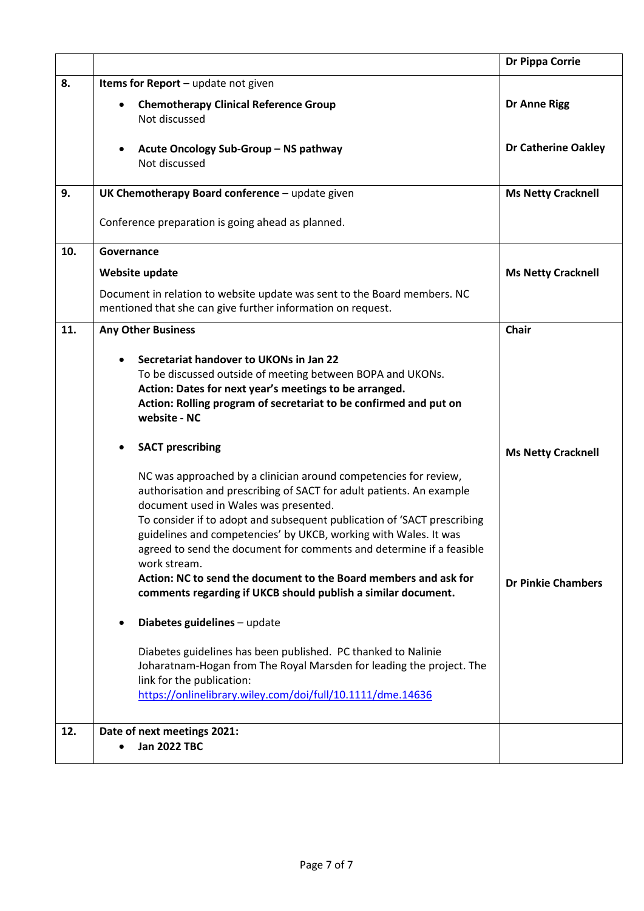| | | |
|---|---|---|
| | | **Dr Pippa Corrie** |
| **8.** | **Items for Report** – update not given<br><br>• **Chemotherapy Clinical Reference Group**<br>Not discussed<br><br>• **Acute Oncology Sub-Group – NS pathway**<br>Not discussed | <br><br>**Dr Anne Rigg**<br><br><br>**Dr Catherine Oakley** |
| **9.** | **UK Chemotherapy Board conference** – update given<br><br>Conference preparation is going ahead as planned. | **Ms Netty Cracknell** |
| **10.** | **Governance**<br><br>**Website update**<br><br>Document in relation to website update was sent to the Board members. NC mentioned that she can give further information on request. | <br><br>**Ms Netty Cracknell** |
| **11.** | **Any Other Business**<br><br>• **Secretariat handover to UKONs in Jan 22**<br>To be discussed outside of meeting between BOPA and UKONs.<br>**Action: Dates for next year's meetings to be arranged.**<br>**Action: Rolling program of secretariat to be confirmed and put on website - NC**<br><br>• **SACT prescribing**<br><br>NC was approached by a clinician around competencies for review, authorisation and prescribing of SACT for adult patients. An example document used in Wales was presented.<br>To consider if to adopt and subsequent publication of 'SACT prescribing guidelines and competencies' by UKCB, working with Wales. It was agreed to send the document for comments and determine if a feasible work stream.<br>**Action: NC to send the document to the Board members and ask for comments regarding if UKCB should publish a similar document.**<br><br>• **Diabetes guidelines** – update<br><br>Diabetes guidelines has been published. PC thanked to Nalinie Joharatnam-Hogan from The Royal Marsden for leading the project. The link for the publication:<br>https://onlinelibrary.wiley.com/doi/full/10.1111/dme.14636 | **Chair**<br><br><br><br><br><br><br>**Ms Netty Cracknell**<br><br><br><br><br><br><br><br>**Dr Pinkie Chambers** |
| **12.** | **Date of next meetings 2021:**<br>• **Jan 2022 TBC** | |